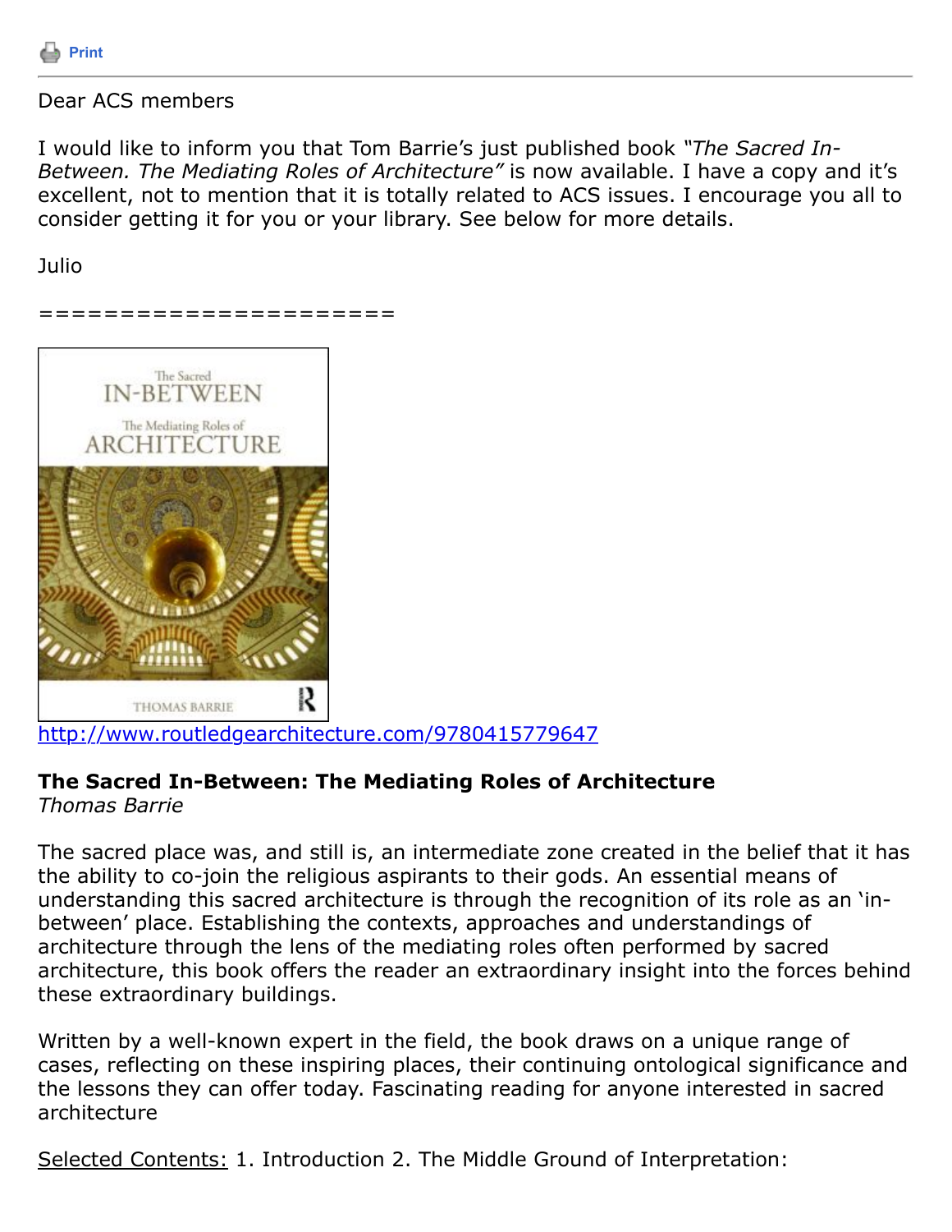Print

Dear ACS members

I would like to inform you that Tom Barrie's just published book *"The Sacred In-Between. The Mediating Roles of Architecture"* is now available. I have a copy and it's excellent, not to mention that it is totally related to ACS issues. I encourage you all to consider getting it for you or your library. See below for more details.

Julio

======================

http://www.routledgearchitecture.com/9780415779647

**The Sacred In-Between: The Mediating Roles of Architecture**
*Thomas Barrie*

The sacred place was, and still is, an intermediate zone created in the belief that it has the ability to co-join the religious aspirants to their gods. An essential means of understanding this sacred architecture is through the recognition of its role as an 'in-between' place. Establishing the contexts, approaches and understandings of architecture through the lens of the mediating roles often performed by sacred architecture, this book offers the reader an extraordinary insight into the forces behind these extraordinary buildings.

Written by a well-known expert in the field, the book draws on a unique range of cases, reflecting on these inspiring places, their continuing ontological significance and the lessons they can offer today. Fascinating reading for anyone interested in sacred architecture

Selected Contents: 1. Introduction 2. The Middle Ground of Interpretation: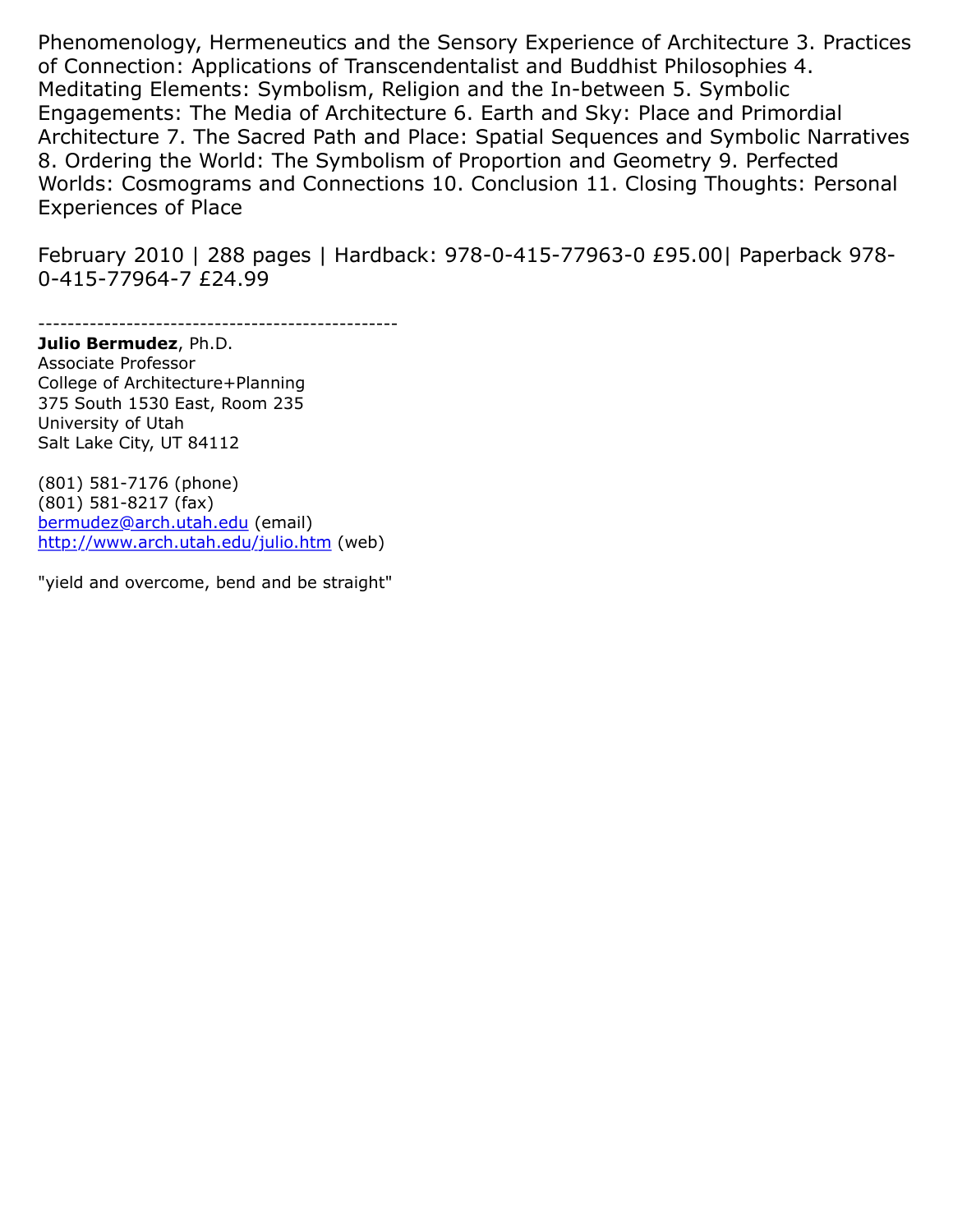Phenomenology, Hermeneutics and the Sensory Experience of Architecture 3. Practices of Connection: Applications of Transcendentalist and Buddhist Philosophies 4. Meditating Elements: Symbolism, Religion and the In-between 5. Symbolic Engagements: The Media of Architecture 6. Earth and Sky: Place and Primordial Architecture 7. The Sacred Path and Place: Spatial Sequences and Symbolic Narratives 8. Ordering the World: The Symbolism of Proportion and Geometry 9. Perfected Worlds: Cosmograms and Connections 10. Conclusion 11. Closing Thoughts: Personal Experiences of Place

February 2010 | 288 pages | Hardback: 978-0-415-77963-0 £95.00| Paperback 978-0-415-77964-7 £24.99

------------------------------------------------

**Julio Bermudez**, Ph.D.
Associate Professor
College of Architecture+Planning
375 South 1530 East, Room 235
University of Utah
Salt Lake City, UT 84112

(801) 581-7176 (phone)
(801) 581-8217 (fax)
bermudez@arch.utah.edu (email)
http://www.arch.utah.edu/julio.htm (web)

"yield and overcome, bend and be straight"